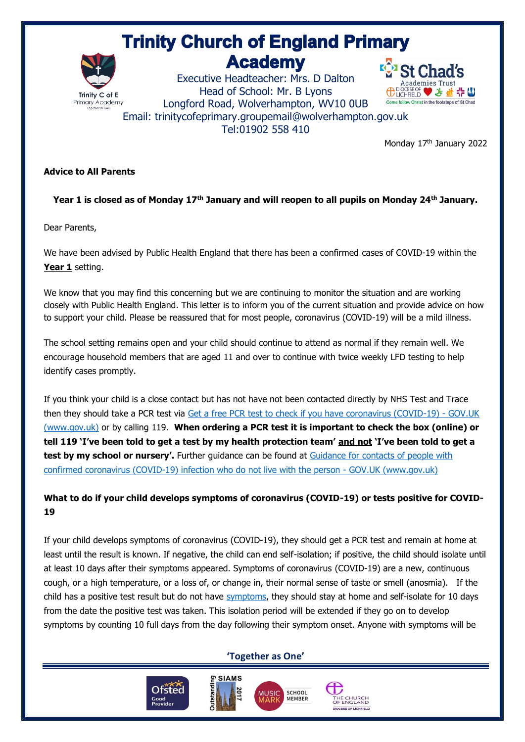# Trinity Church of England Primary Academy

Executive Headteacher: Mrs. D Dalton
Head of School: Mr. B Lyons
Longford Road, Wolverhampton, WV10 0UB
Email: trinitycofeprimary.groupemail@wolverhampton.gov.uk
Tel:01902 558 410

Monday 17th January 2022

**Advice to All Parents**

**Year 1 is closed as of Monday 17th January and will reopen to all pupils on Monday 24th January.**

Dear Parents,

We have been advised by Public Health England that there has been a confirmed cases of COVID-19 within the **Year 1** setting.

We know that you may find this concerning but we are continuing to monitor the situation and are working closely with Public Health England. This letter is to inform you of the current situation and provide advice on how to support your child. Please be reassured that for most people, coronavirus (COVID-19) will be a mild illness.

The school setting remains open and your child should continue to attend as normal if they remain well. We encourage household members that are aged 11 and over to continue with twice weekly LFD testing to help identify cases promptly.

If you think your child is a close contact but has not have not been contacted directly by NHS Test and Trace then they should take a PCR test via Get a free PCR test to check if you have coronavirus (COVID-19) - GOV.UK (www.gov.uk) or by calling 119. **When ordering a PCR test it is important to check the box (online) or tell 119 'I've been told to get a test by my health protection team' and not 'I've been told to get a test by my school or nursery'.** Further guidance can be found at Guidance for contacts of people with confirmed coronavirus (COVID-19) infection who do not live with the person - GOV.UK (www.gov.uk)

### What to do if your child develops symptoms of coronavirus (COVID-19) or tests positive for COVID-19

If your child develops symptoms of coronavirus (COVID-19), they should get a PCR test and remain at home at least until the result is known. If negative, the child can end self-isolation; if positive, the child should isolate until at least 10 days after their symptoms appeared. Symptoms of coronavirus (COVID-19) are a new, continuous cough, or a high temperature, or a loss of, or change in, their normal sense of taste or smell (anosmia). If the child has a positive test result but do not have symptoms, they should stay at home and self-isolate for 10 days from the date the positive test was taken. This isolation period will be extended if they go on to develop symptoms by counting 10 full days from the day following their symptom onset. Anyone with symptoms will be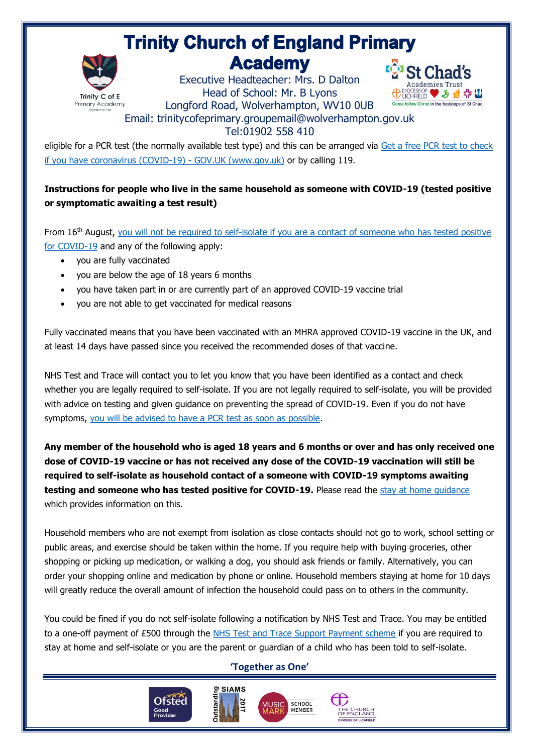eligible for a PCR test (the normally available test type) and this can be arranged via [Get a free PCR test to check if you have coronavirus (COVID-19) - GOV.UK (www.gov.uk)] or by calling 119.

**Instructions for people who live in the same household as someone with COVID-19 (tested positive or symptomatic awaiting a test result)**

From 16th August, you will not be required to self-isolate if you are a contact of someone who has tested positive for COVID-19 and any of the following apply:

- you are fully vaccinated
- you are below the age of 18 years 6 months
- you have taken part in or are currently part of an approved COVID-19 vaccine trial
- you are not able to get vaccinated for medical reasons

Fully vaccinated means that you have been vaccinated with an MHRA approved COVID-19 vaccine in the UK, and at least 14 days have passed since you received the recommended doses of that vaccine.

NHS Test and Trace will contact you to let you know that you have been identified as a contact and check whether you are legally required to self-isolate. If you are not legally required to self-isolate, you will be provided with advice on testing and given guidance on preventing the spread of COVID-19. Even if you do not have symptoms, you will be advised to have a PCR test as soon as possible.

**Any member of the household who is aged 18 years and 6 months or over and has only received one dose of COVID-19 vaccine or has not received any dose of the COVID-19 vaccination will still be required to self-isolate as household contact of a someone with COVID-19 symptoms awaiting testing and someone who has tested positive for COVID-19.** Please read the stay at home guidance which provides information on this.

Household members who are not exempt from isolation as close contacts should not go to work, school setting or public areas, and exercise should be taken within the home. If you require help with buying groceries, other shopping or picking up medication, or walking a dog, you should ask friends or family. Alternatively, you can order your shopping online and medication by phone or online. Household members staying at home for 10 days will greatly reduce the overall amount of infection the household could pass on to others in the community.

You could be fined if you do not self-isolate following a notification by NHS Test and Trace. You may be entitled to a one-off payment of £500 through the NHS Test and Trace Support Payment scheme if you are required to stay at home and self-isolate or you are the parent or guardian of a child who has been told to self-isolate.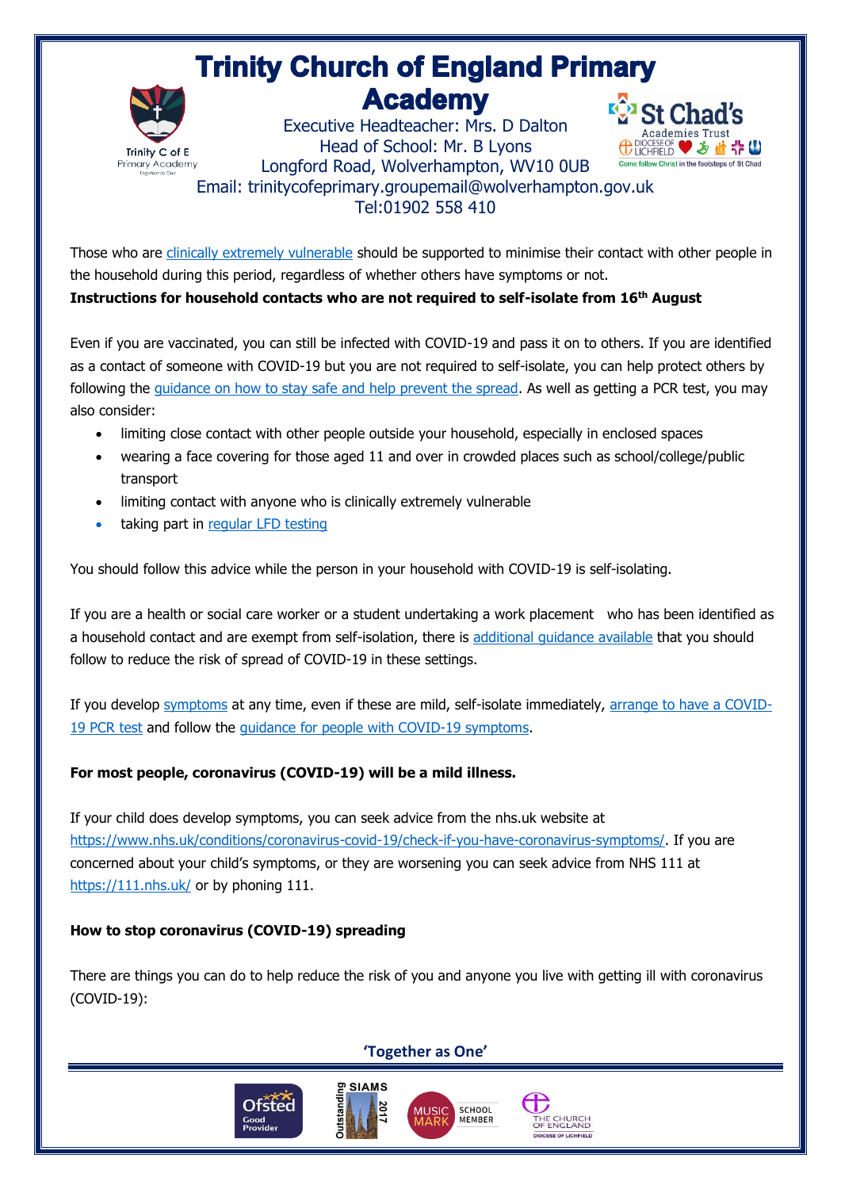Those who are [clinically extremely vulnerable](#) should be supported to minimise their contact with other people in the household during this period, regardless of whether others have symptoms or not.

**Instructions for household contacts who are not required to self-isolate from 16th August**

Even if you are vaccinated, you can still be infected with COVID-19 and pass it on to others. If you are identified as a contact of someone with COVID-19 but you are not required to self-isolate, you can help protect others by following the [guidance on how to stay safe and help prevent the spread](#). As well as getting a PCR test, you may also consider:

- limiting close contact with other people outside your household, especially in enclosed spaces
- wearing a face covering for those aged 11 and over in crowded places such as school/college/public transport
- limiting contact with anyone who is clinically extremely vulnerable
- taking part in [regular LFD testing](#)

You should follow this advice while the person in your household with COVID-19 is self-isolating.

If you are a health or social care worker or a student undertaking a work placement who has been identified as a household contact and are exempt from self-isolation, there is [additional guidance available](#) that you should follow to reduce the risk of spread of COVID-19 in these settings.

If you develop [symptoms](#) at any time, even if these are mild, self-isolate immediately, [arrange to have a COVID-19 PCR test](#) and follow the [guidance for people with COVID-19 symptoms](#).

**For most people, coronavirus (COVID-19) will be a mild illness.**

If your child does develop symptoms, you can seek advice from the nhs.uk website at https://www.nhs.uk/conditions/coronavirus-covid-19/check-if-you-have-coronavirus-symptoms/. If you are concerned about your child's symptoms, or they are worsening you can seek advice from NHS 111 at https://111.nhs.uk/ or by phoning 111.

**How to stop coronavirus (COVID-19) spreading**

There are things you can do to help reduce the risk of you and anyone you live with getting ill with coronavirus (COVID-19):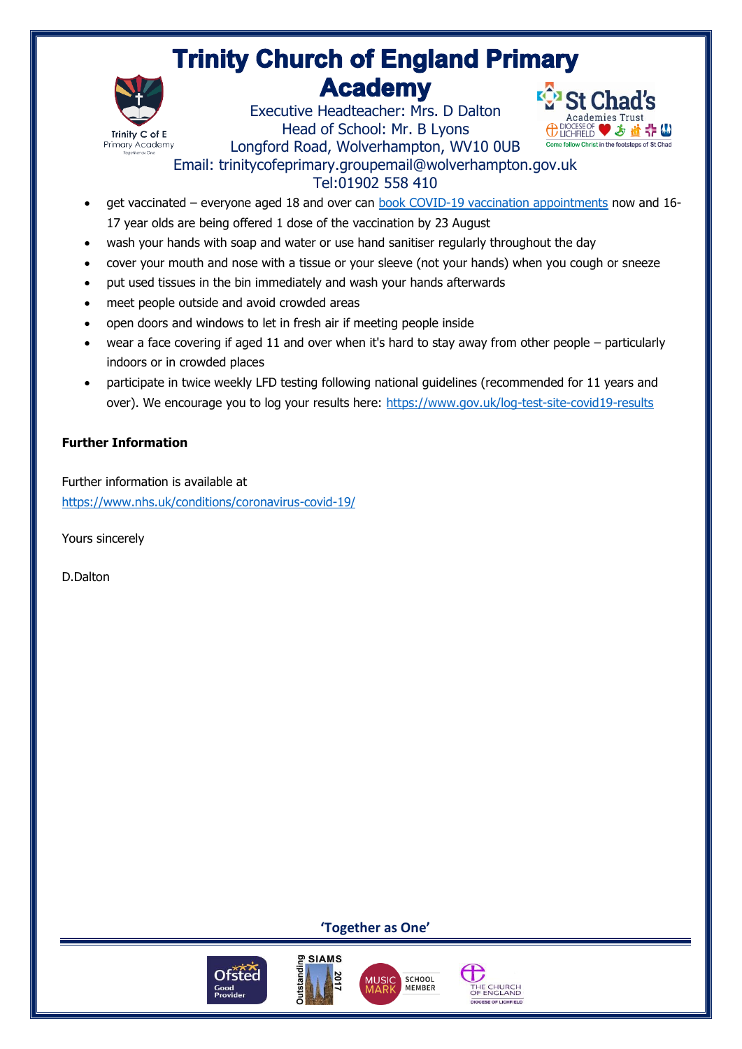- get vaccinated – everyone aged 18 and over can [book COVID-19 vaccination appointments](book COVID-19 vaccination appointments) now and 16-17 year olds are being offered 1 dose of the vaccination by 23 August
- wash your hands with soap and water or use hand sanitiser regularly throughout the day
- cover your mouth and nose with a tissue or your sleeve (not your hands) when you cough or sneeze
- put used tissues in the bin immediately and wash your hands afterwards
- meet people outside and avoid crowded areas
- open doors and windows to let in fresh air if meeting people inside
- wear a face covering if aged 11 and over when it's hard to stay away from other people – particularly indoors or in crowded places
- participate in twice weekly LFD testing following national guidelines (recommended for 11 years and over). We encourage you to log your results here: https://www.gov.uk/log-test-site-covid19-results

**Further Information**

Further information is available at
https://www.nhs.uk/conditions/coronavirus-covid-19/

Yours sincerely

D.Dalton